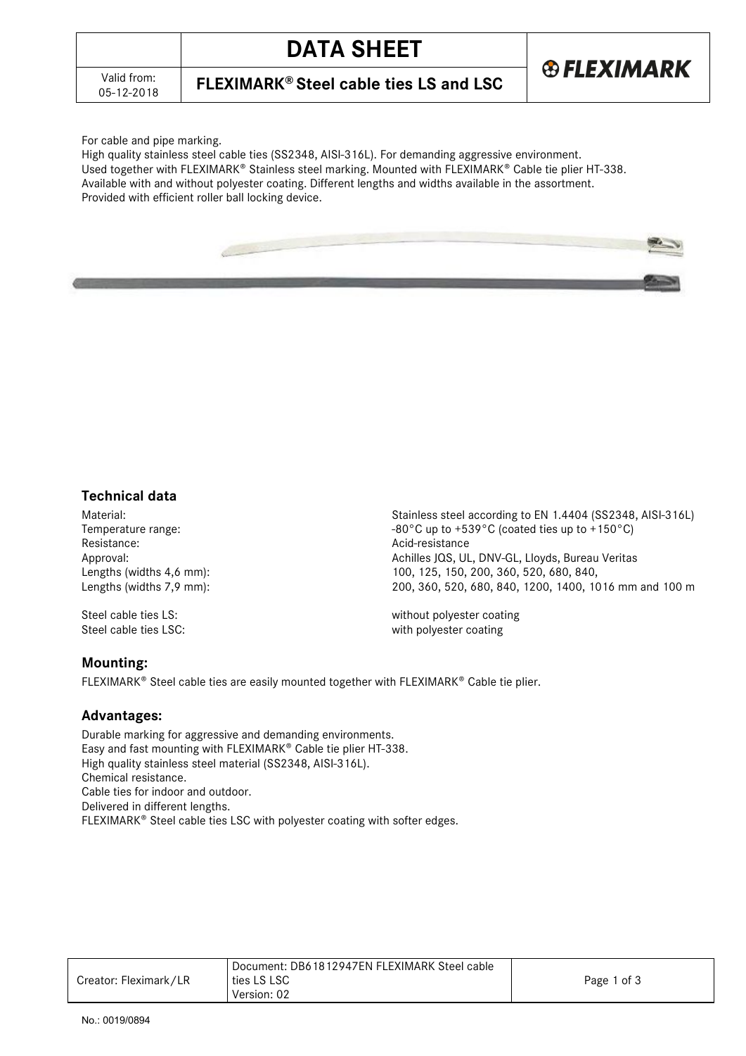# DATA SHEET

## FLEXIMARK® Steel cable ties LS and LSC

Valid from: 05-12-2018

For cable and pipe marking.
High quality stainless steel cable ties (SS2348, AISI-316L). For demanding aggressive environment.
Used together with FLEXIMARK® Stainless steel marking. Mounted with FLEXIMARK® Cable tie plier HT-338.
Available with and without polyester coating. Different lengths and widths available in the assortment.
Provided with efficient roller ball locking device.

### Technical data

| | |
|---|---|
| Material: | Stainless steel according to EN 1.4404 (SS2348, AISI-316L) |
| Temperature range: | -80°C up to +539°C (coated ties up to +150°C) |
| Resistance: | Acid-resistance |
| Approval: | Achilles JQS, UL, DNV-GL, Lloyds, Bureau Veritas |
| Lengths (widths 4,6 mm): | 100, 125, 150, 200, 360, 520, 680, 840, |
| Lengths (widths 7,9 mm): | 200, 360, 520, 680, 840, 1200, 1400, 1016 mm and 100 m |
| Steel cable ties LS: | without polyester coating |
| Steel cable ties LSC: | with polyester coating |

### Mounting:

FLEXIMARK® Steel cable ties are easily mounted together with FLEXIMARK® Cable tie plier.

### Advantages:

Durable marking for aggressive and demanding environments.
Easy and fast mounting with FLEXIMARK® Cable tie plier HT-338.
High quality stainless steel material (SS2348, AISI-316L).
Chemical resistance.
Cable ties for indoor and outdoor.
Delivered in different lengths.
FLEXIMARK® Steel cable ties LSC with polyester coating with softer edges.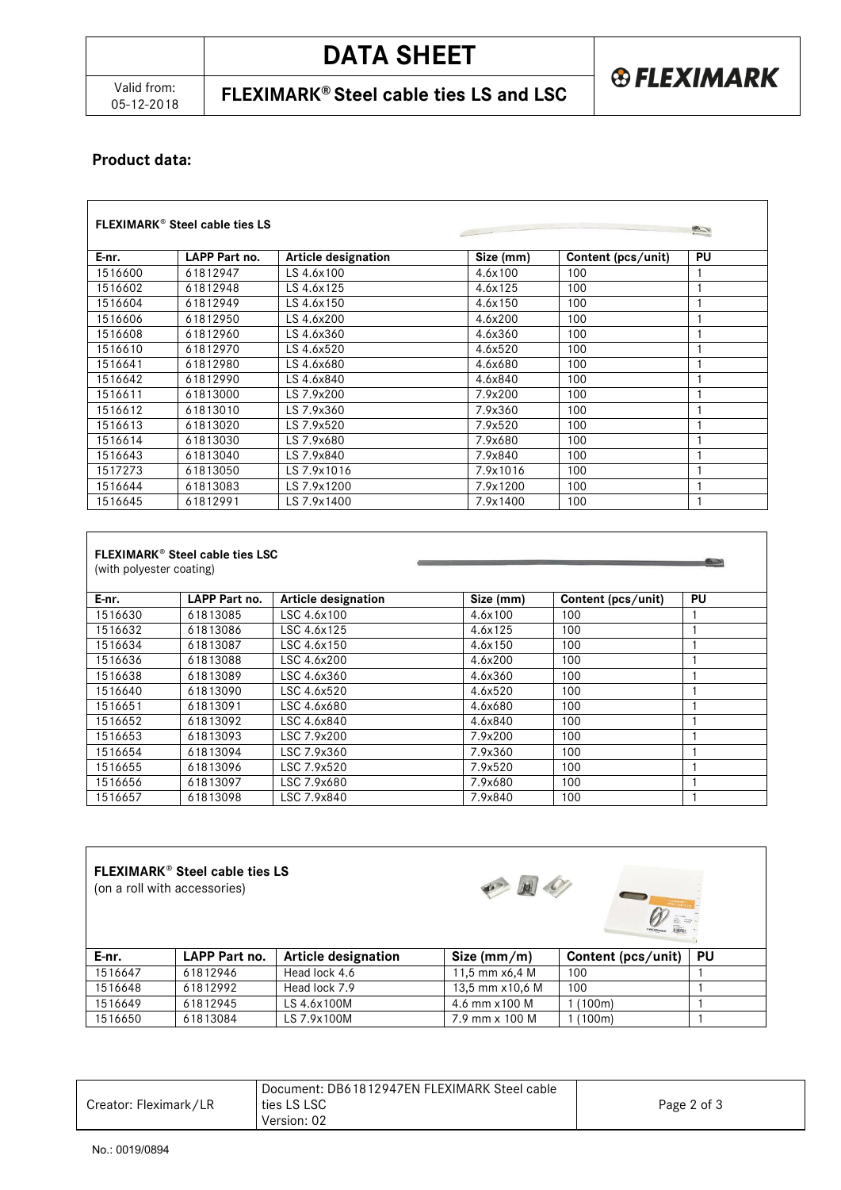## Product data:

**FLEXIMARK® Steel cable ties LS**

| E-nr. | LAPP Part no. | Article designation | Size (mm) | Content (pcs/unit) | PU |
|---|---|---|---|---|---|
| 1516600 | 61812947 | LS 4.6x100 | 4.6x100 | 100 | 1 |
| 1516602 | 61812948 | LS 4.6x125 | 4.6x125 | 100 | 1 |
| 1516604 | 61812949 | LS 4.6x150 | 4.6x150 | 100 | 1 |
| 1516606 | 61812950 | LS 4.6x200 | 4.6x200 | 100 | 1 |
| 1516608 | 61812960 | LS 4.6x360 | 4.6x360 | 100 | 1 |
| 1516610 | 61812970 | LS 4.6x520 | 4.6x520 | 100 | 1 |
| 1516641 | 61812980 | LS 4.6x680 | 4.6x680 | 100 | 1 |
| 1516642 | 61812990 | LS 4.6x840 | 4.6x840 | 100 | 1 |
| 1516611 | 61813000 | LS 7.9x200 | 7.9x200 | 100 | 1 |
| 1516612 | 61813010 | LS 7.9x360 | 7.9x360 | 100 | 1 |
| 1516613 | 61813020 | LS 7.9x520 | 7.9x520 | 100 | 1 |
| 1516614 | 61813030 | LS 7.9x680 | 7.9x680 | 100 | 1 |
| 1516643 | 61813040 | LS 7.9x840 | 7.9x840 | 100 | 1 |
| 1517273 | 61813050 | LS 7.9x1016 | 7.9x1016 | 100 | 1 |
| 1516644 | 61813083 | LS 7.9x1200 | 7.9x1200 | 100 | 1 |
| 1516645 | 61812991 | LS 7.9x1400 | 7.9x1400 | 100 | 1 |

**FLEXIMARK® Steel cable ties LSC**
(with polyester coating)

| E-nr. | LAPP Part no. | Article designation | Size (mm) | Content (pcs/unit) | PU |
|---|---|---|---|---|---|
| 1516630 | 61813085 | LSC 4.6x100 | 4.6x100 | 100 | 1 |
| 1516632 | 61813086 | LSC 4.6x125 | 4.6x125 | 100 | 1 |
| 1516634 | 61813087 | LSC 4.6x150 | 4.6x150 | 100 | 1 |
| 1516636 | 61813088 | LSC 4.6x200 | 4.6x200 | 100 | 1 |
| 1516638 | 61813089 | LSC 4.6x360 | 4.6x360 | 100 | 1 |
| 1516640 | 61813090 | LSC 4.6x520 | 4.6x520 | 100 | 1 |
| 1516651 | 61813091 | LSC 4.6x680 | 4.6x680 | 100 | 1 |
| 1516652 | 61813092 | LSC 4.6x840 | 4.6x840 | 100 | 1 |
| 1516653 | 61813093 | LSC 7.9x200 | 7.9x200 | 100 | 1 |
| 1516654 | 61813094 | LSC 7.9x360 | 7.9x360 | 100 | 1 |
| 1516655 | 61813096 | LSC 7.9x520 | 7.9x520 | 100 | 1 |
| 1516656 | 61813097 | LSC 7.9x680 | 7.9x680 | 100 | 1 |
| 1516657 | 61813098 | LSC 7.9x840 | 7.9x840 | 100 | 1 |

**FLEXIMARK® Steel cable ties LS**
(on a roll with accessories)

| E-nr. | LAPP Part no. | Article designation | Size (mm/m) | Content (pcs/unit) | PU |
|---|---|---|---|---|---|
| 1516647 | 61812946 | Head lock 4.6 | 11,5 mm x6,4 M | 100 | 1 |
| 1516648 | 61812992 | Head lock 7.9 | 13,5 mm x10,6 M | 100 | 1 |
| 1516649 | 61812945 | LS 4.6x100M | 4.6 mm x100 M | 1 (100m) | 1 |
| 1516650 | 61813084 | LS 7.9x100M | 7.9 mm x 100 M | 1 (100m) | 1 |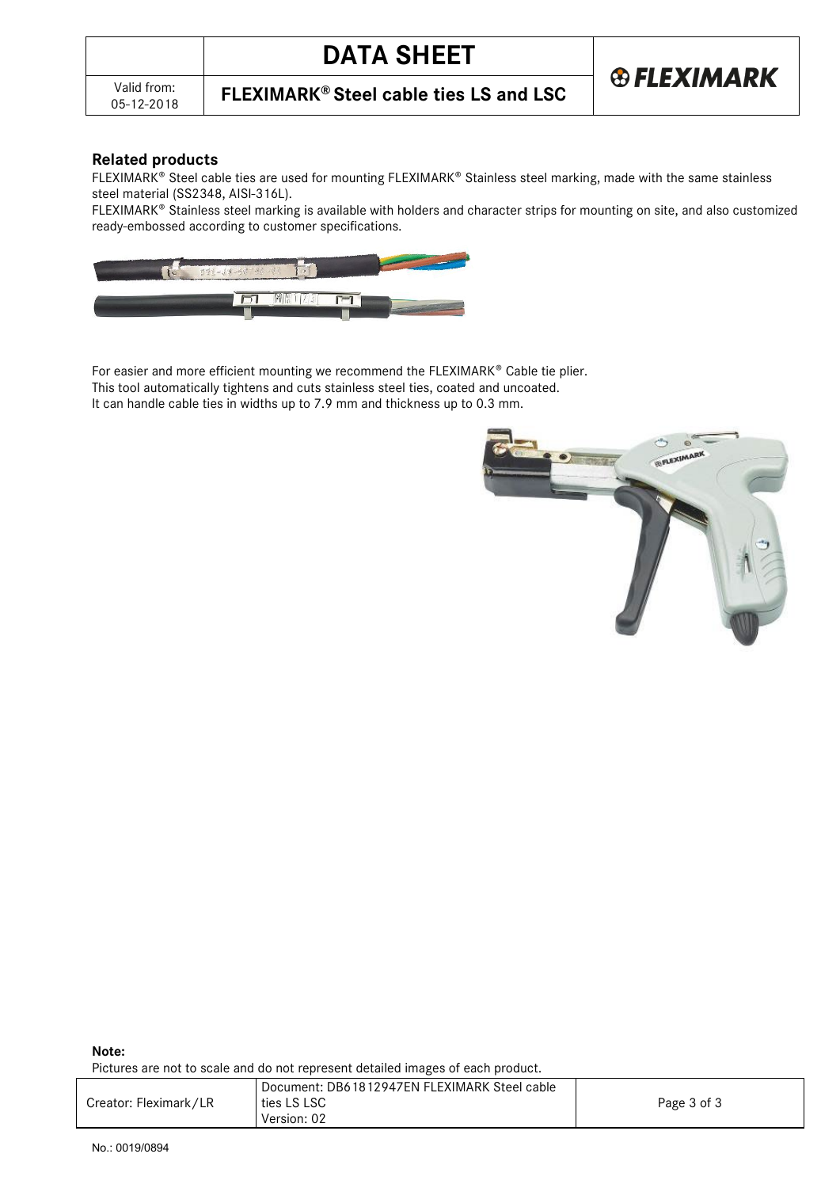## Related products

FLEXIMARK® Steel cable ties are used for mounting FLEXIMARK® Stainless steel marking, made with the same stainless steel material (SS2348, AISI-316L).

FLEXIMARK® Stainless steel marking is available with holders and character strips for mounting on site, and also customized ready-embossed according to customer specifications.

For easier and more efficient mounting we recommend the FLEXIMARK® Cable tie plier.
This tool automatically tightens and cuts stainless steel ties, coated and uncoated.
It can handle cable ties in widths up to 7.9 mm and thickness up to 0.3 mm.

**Note:**
Pictures are not to scale and do not represent detailed images of each product.